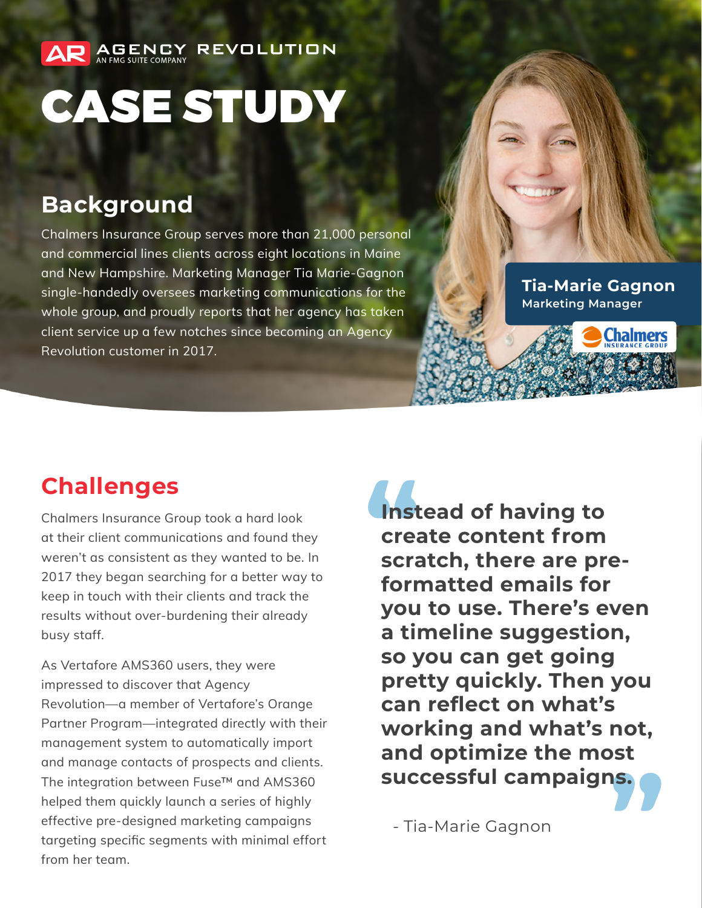AGENCY REVOLUTION
AN FMG SUITE COMPANY

# CASE STUDY

## Background

Chalmers Insurance Group serves more than 21,000 personal and commercial lines clients across eight locations in Maine and New Hampshire. Marketing Manager Tia Marie-Gagnon single-handedly oversees marketing communications for the whole group, and proudly reports that her agency has taken client service up a few notches since becoming an Agency Revolution customer in 2017.

**Tia-Marie Gagnon**
**Marketing Manager**

Chalmers
INSURANCE GROUP

## Challenges

Chalmers Insurance Group took a hard look at their client communications and found they weren't as consistent as they wanted to be. In 2017 they began searching for a better way to keep in touch with their clients and track the results without over-burdening their already busy staff.

As Vertafore AMS360 users, they were impressed to discover that Agency Revolution—a member of Vertafore's Orange Partner Program—integrated directly with their management system to automatically import and manage contacts of prospects and clients. The integration between Fuse™ and AMS360 helped them quickly launch a series of highly effective pre-designed marketing campaigns targeting specific segments with minimal effort from her team.

> **"Instead of having to create content from scratch, there are pre-formatted emails for you to use. There's even a timeline suggestion, so you can get going pretty quickly. Then you can reflect on what's working and what's not, and optimize the most successful campaigns."**
>
> \- Tia-Marie Gagnon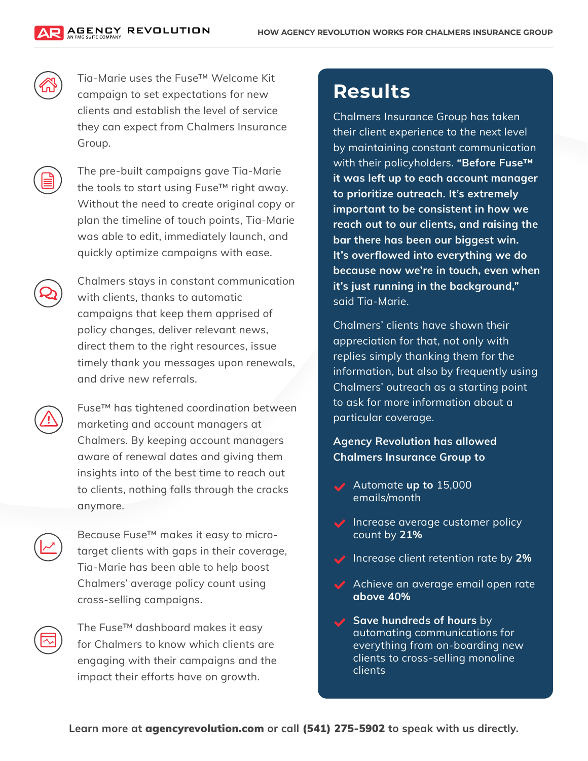Tia-Marie uses the Fuse™ Welcome Kit campaign to set expectations for new clients and establish the level of service they can expect from Chalmers Insurance Group.

The pre-built campaigns gave Tia-Marie the tools to start using Fuse™ right away. Without the need to create original copy or plan the timeline of touch points, Tia-Marie was able to edit, immediately launch, and quickly optimize campaigns with ease.

Chalmers stays in constant communication with clients, thanks to automatic campaigns that keep them apprised of policy changes, deliver relevant news, direct them to the right resources, issue timely thank you messages upon renewals, and drive new referrals.

Fuse™ has tightened coordination between marketing and account managers at Chalmers. By keeping account managers aware of renewal dates and giving them insights into of the best time to reach out to clients, nothing falls through the cracks anymore.

Because Fuse™ makes it easy to micro-target clients with gaps in their coverage, Tia-Marie has been able to help boost Chalmers' average policy count using cross-selling campaigns.

The Fuse™ dashboard makes it easy for Chalmers to know which clients are engaging with their campaigns and the impact their efforts have on growth.

## Results

Chalmers Insurance Group has taken their client experience to the next level by maintaining constant communication with their policyholders. **"Before Fuse™ it was left up to each account manager to prioritize outreach. It's extremely important to be consistent in how we reach out to our clients, and raising the bar there has been our biggest win. It's overflowed into everything we do because now we're in touch, even when it's just running in the background,"** said Tia-Marie.

Chalmers' clients have shown their appreciation for that, not only with replies simply thanking them for the information, but also by frequently using Chalmers' outreach as a starting point to ask for more information about a particular coverage.

**Agency Revolution has allowed Chalmers Insurance Group to**

- Automate **up to** 15,000 emails/month
- Increase average customer policy count by **21%**
- Increase client retention rate by **2%**
- Achieve an average email open rate **above 40%**
- **Save hundreds of hours** by automating communications for everything from on-boarding new clients to cross-selling monoline clients

Learn more at **agencyrevolution.com** or call **(541) 275-5902** to speak with us directly.